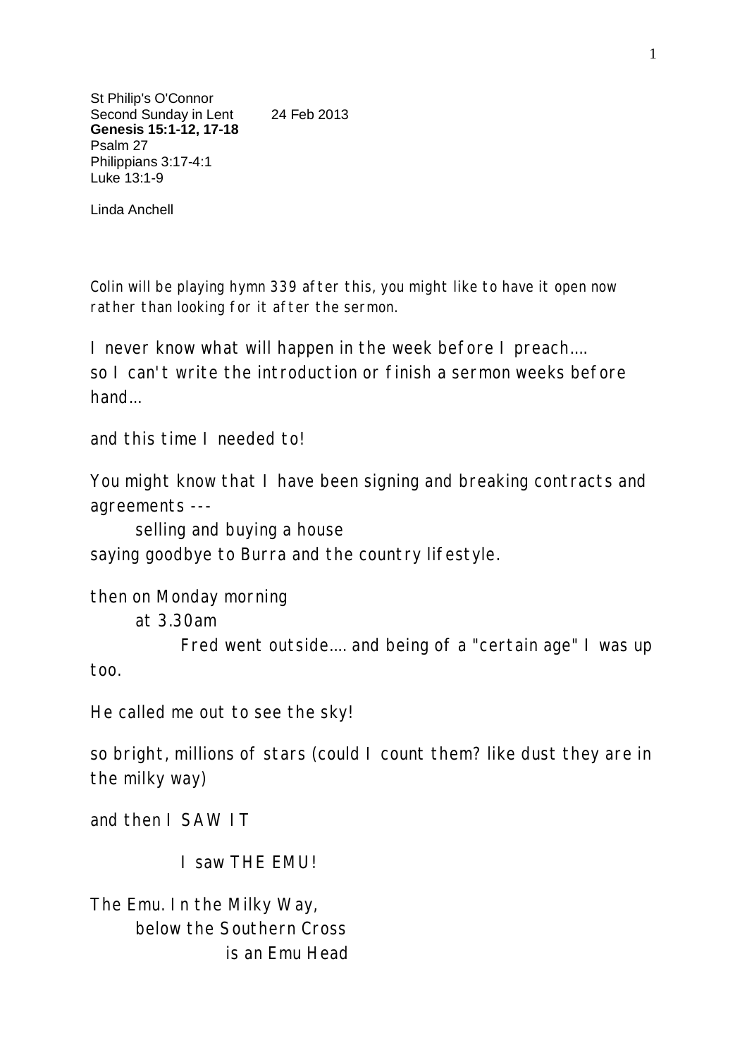St Philip's O'Connor
Second Sunday in Lent 24 Feb 2013
**Genesis 15:1-12, 17-18**
Psalm 27
Philippians 3:17-4:1
Luke 13:1-9

Linda Anchell

Colin will be playing hymn 339 after this, you might like to have it open now rather than looking for it after the sermon.

I never know what will happen in the week before I preach....
so I can't write the introduction or finish a sermon weeks before hand...

and this time I needed to!

You might know that I have been signing and breaking contracts and agreements ---

selling and buying a house

saying goodbye to Burra and the country lifestyle.

then on Monday morning

at 3.30am

Fred went outside.... and being of a "certain age" I was up too.

He called me out to see the sky!

so bright, millions of stars (could I count them? like dust they are in the milky way)

and then I SAW IT

I saw THE EMU!

The Emu. In the Milky Way,

below the Southern Cross

is an Emu Head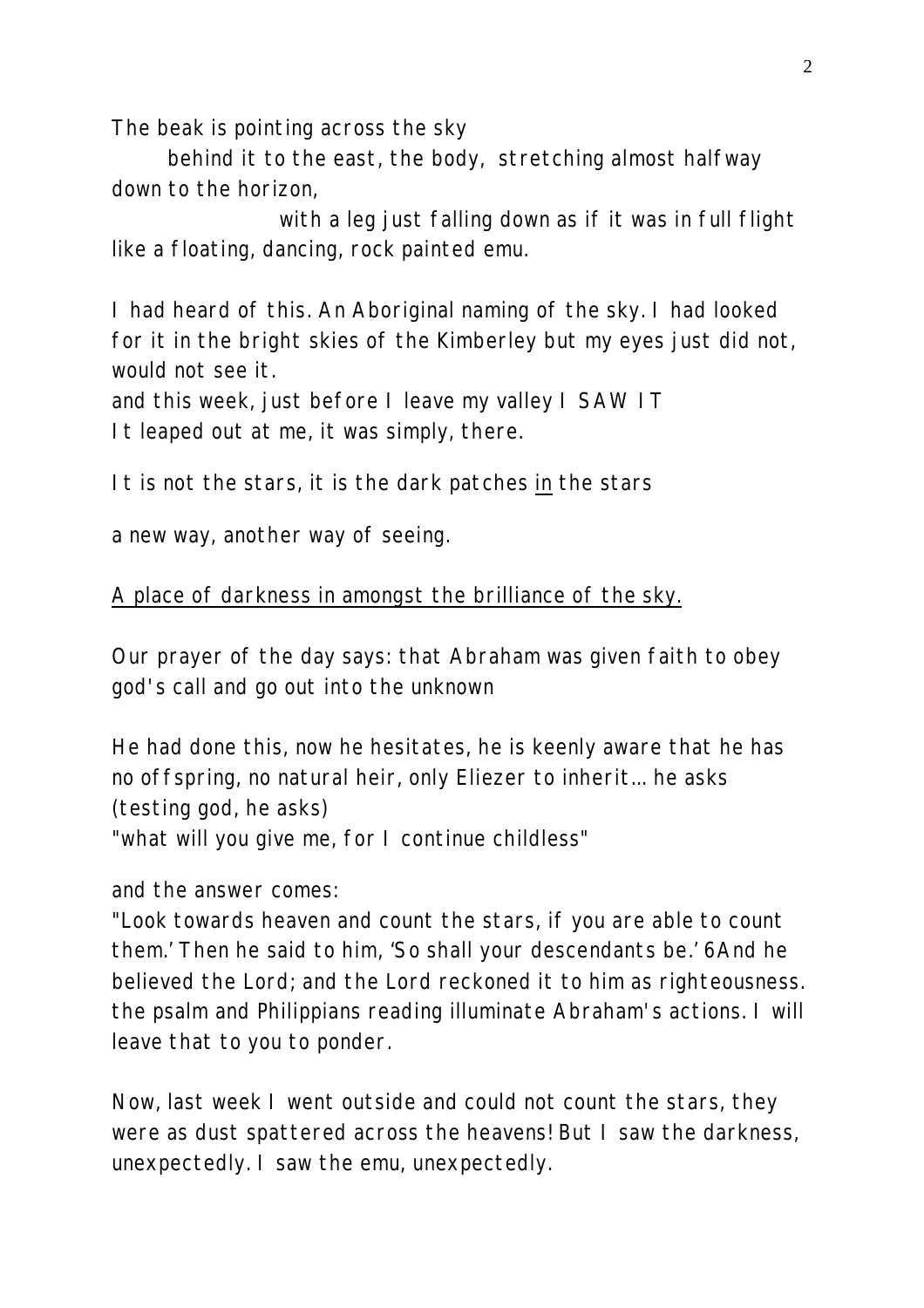The beak is pointing across the sky

behind it to the east, the body, stretching almost halfway down to the horizon,

with a leg just falling down as if it was in full flight like a floating, dancing, rock painted emu.

I had heard of this. An Aboriginal naming of the sky. I had looked for it in the bright skies of the Kimberley but my eyes just did not, would not see it.

and this week, just before I leave my valley I SAW IT

It leaped out at me, it was simply, there.

It is not the stars, it is the dark patches <u>in</u> the stars

a new way, another way of seeing.

<u>A place of darkness in amongst the brilliance of the sky.</u>

Our prayer of the day says: that Abraham was given faith to obey god's call and go out into the unknown

He had done this, now he hesitates, he is keenly aware that he has no offspring, no natural heir, only Eliezer to inherit... he asks (testing god, he asks)

"what will you give me, for I continue childless"

and the answer comes:

"Look towards heaven and count the stars, if you are able to count them.' Then he said to him, 'So shall your descendants be.' 6And he believed the Lord; and the Lord reckoned it to him as righteousness. the psalm and Philippians reading illuminate Abraham's actions. I will leave that to you to ponder.

Now, last week I went outside and could not count the stars, they were as dust spattered across the heavens! But I saw the darkness, unexpectedly. I saw the emu, unexpectedly.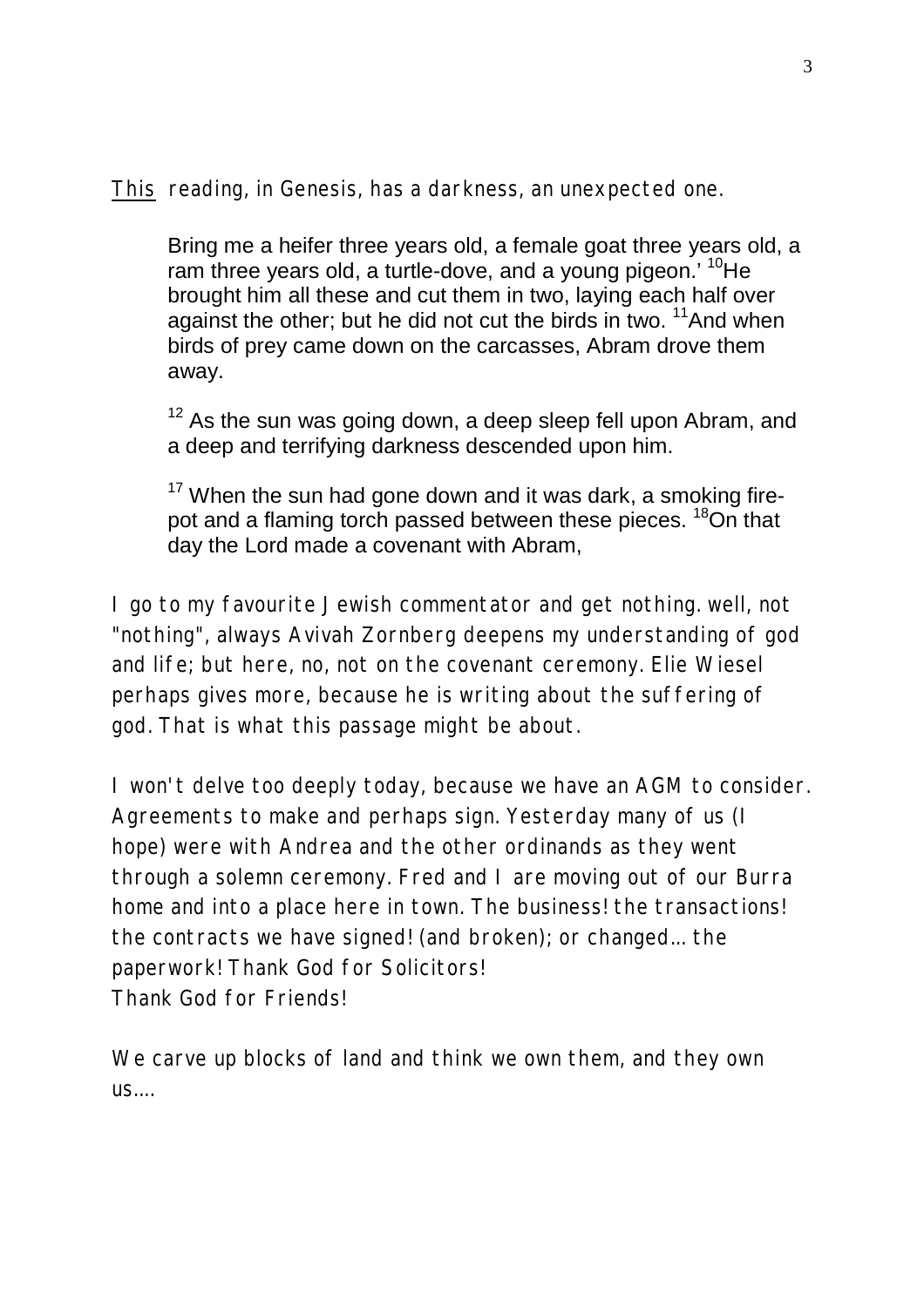<u>This</u> reading, in Genesis, has a darkness, an unexpected one.

> Bring me a heifer three years old, a female goat three years old, a ram three years old, a turtle-dove, and a young pigeon.' [10]He brought him all these and cut them in two, laying each half over against the other; but he did not cut the birds in two. [11]And when birds of prey came down on the carcasses, Abram drove them away.
>
> [12] As the sun was going down, a deep sleep fell upon Abram, and a deep and terrifying darkness descended upon him.
>
> [17] When the sun had gone down and it was dark, a smoking fire-pot and a flaming torch passed between these pieces. [18]On that day the Lord made a covenant with Abram,

I go to my favourite Jewish commentator and get nothing. well, not "nothing", always Avivah Zornberg deepens my understanding of god and life; but here, no, not on the covenant ceremony. Elie Wiesel perhaps gives more, because he is writing about the suffering of god. That is what this passage might be about.

I won't delve too deeply today, because we have an AGM to consider. Agreements to make and perhaps sign. Yesterday many of us (I hope) were with Andrea and the other ordinands as they went through a solemn ceremony. Fred and I are moving out of our Burra home and into a place here in town. The business! the transactions! the contracts we have signed! (and broken); or changed... the paperwork! Thank God for Solicitors!
Thank God for Friends!

We carve up blocks of land and think we own them, and they own us....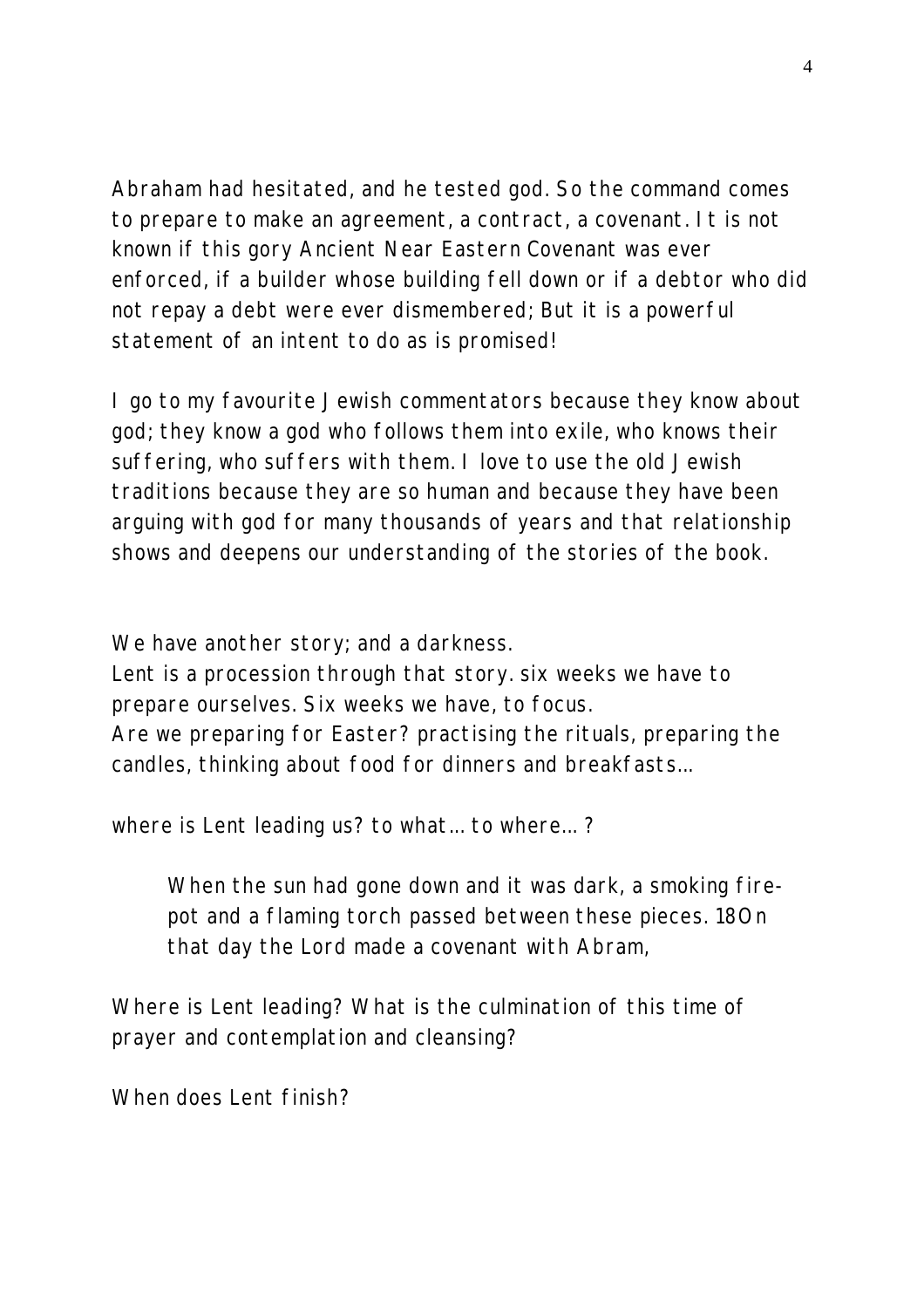Abraham had hesitated, and he tested god. So the command comes to prepare to make an agreement, a contract, a covenant. It is not known if this gory Ancient Near Eastern Covenant was ever enforced, if a builder whose building fell down or if a debtor who did not repay a debt were ever dismembered; But it is a powerful statement of an intent to do as is promised!

I go to my favourite Jewish commentators because they know about god; they know a god who follows them into exile, who knows their suffering, who suffers with them. I love to use the old Jewish traditions because they are so human and because they have been arguing with god for many thousands of years and that relationship shows and deepens our understanding of the stories of the book.

We have another story; and a darkness.
Lent is a procession through that story. six weeks we have to prepare ourselves. Six weeks we have, to focus.
Are we preparing for Easter? practising the rituals, preparing the candles, thinking about food for dinners and breakfasts…

where is Lent leading us? to what… to where… ?

> When the sun had gone down and it was dark, a smoking fire-pot and a flaming torch passed between these pieces. 18On that day the Lord made a covenant with Abram,

Where is Lent leading? What is the culmination of this time of prayer and contemplation and cleansing?

When does Lent finish?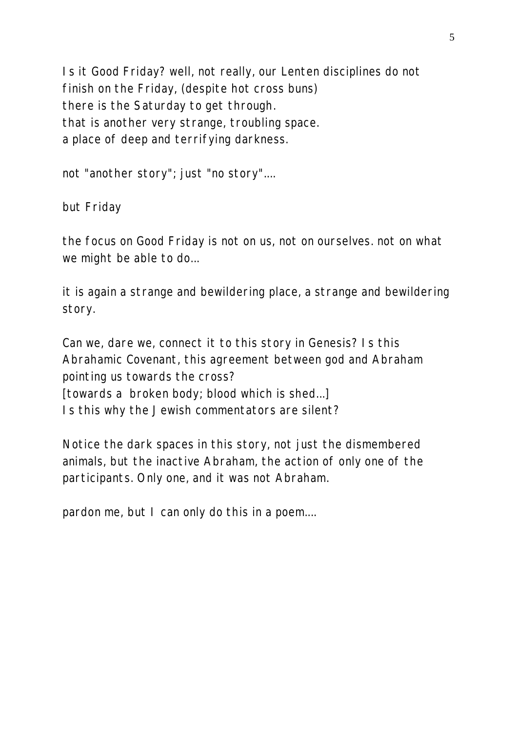Is it Good Friday? well, not really, our Lenten disciplines do not finish on the Friday, (despite hot cross buns)  
there is the Saturday to get through.  
that is another very strange, troubling space.  
a place of deep and terrifying darkness.

not "another story"; just "no story"....

but Friday

the focus on Good Friday is not on us, not on ourselves. not on what we might be able to do...

it is again a strange and bewildering place, a strange and bewildering story.

Can we, dare we, connect it to this story in Genesis? Is this Abrahamic Covenant, this agreement between god and Abraham pointing us towards the cross?  
[towards a broken body; blood which is shed...]  
Is this why the Jewish commentators are silent?

Notice the dark spaces in this story, not just the dismembered animals, but the inactive Abraham, the action of only one of the participants. Only one, and it was not Abraham.

pardon me, but I can only do this in a poem....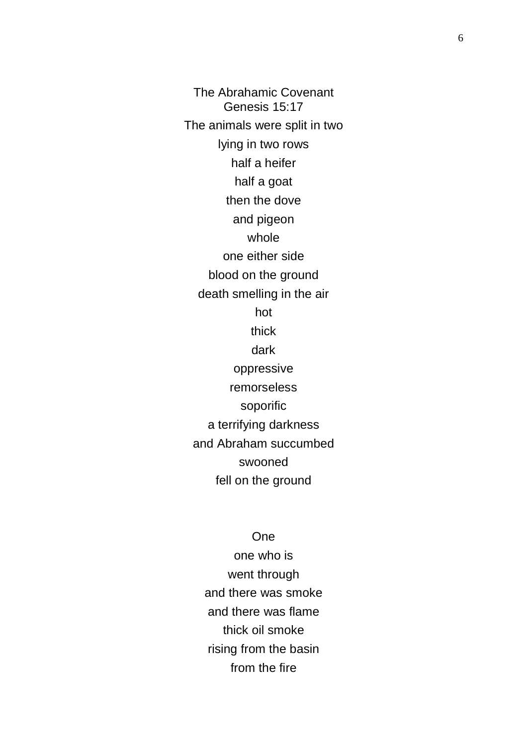## The Abrahamic Covenant
### Genesis 15:17

The animals were split in two  
lying in two rows  
half a heifer  
half a goat  
then the dove  
and pigeon  
whole  
one either side  
blood on the ground  
death smelling in the air  
hot  
thick  
dark  
oppressive  
remorseless  
soporific  
a terrifying darkness  
and Abraham succumbed  
swooned  
fell on the ground

One  
one who is  
went through  
and there was smoke  
and there was flame  
thick oil smoke  
rising from the basin  
from the fire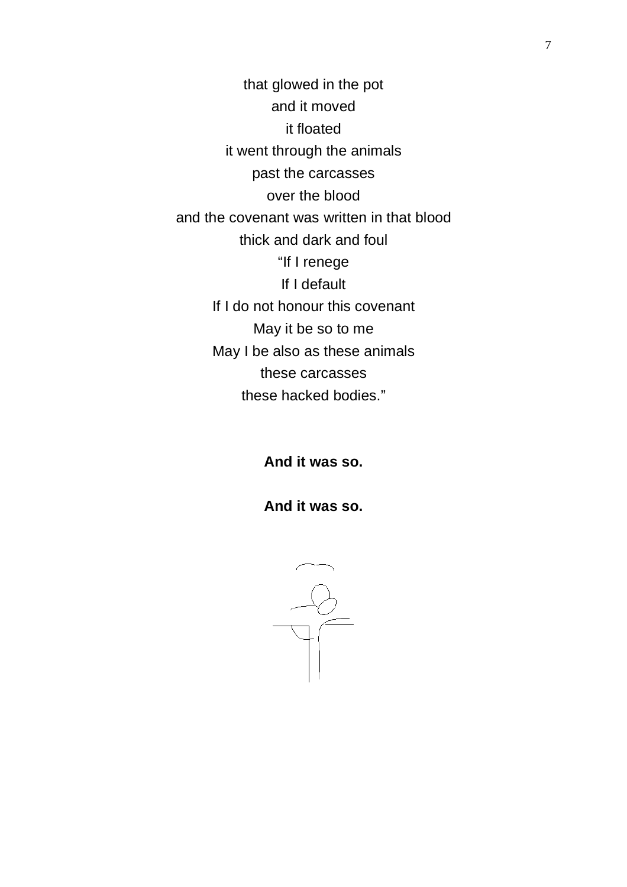that glowed in the pot
and it moved
it floated
it went through the animals
past the carcasses
over the blood
and the covenant was written in that blood
thick and dark and foul
"If I renege
If I default
If I do not honour this covenant
May it be so to me
May I be also as these animals
these carcasses
these hacked bodies."

**And it was so.**

**And it was so.**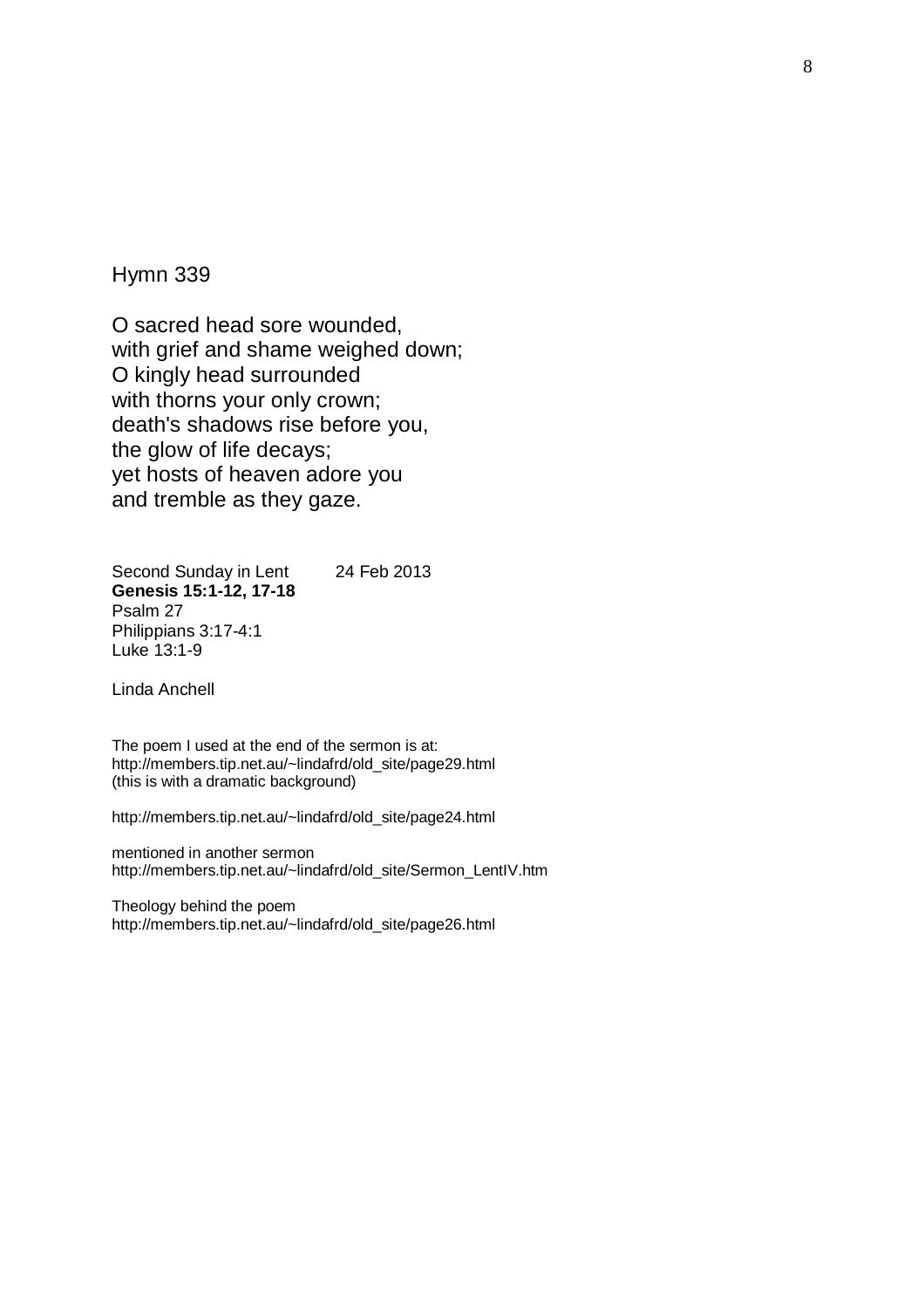Hymn 339

O sacred head sore wounded,
with grief and shame weighed down;
O kingly head surrounded
with thorns your only crown;
death's shadows rise before you,
the glow of life decays;
yet hosts of heaven adore you
and tremble as they gaze.

Second Sunday in Lent 24 Feb 2013
**Genesis 15:1-12, 17-18**
Psalm 27
Philippians 3:17-4:1
Luke 13:1-9

Linda Anchell

The poem I used at the end of the sermon is at:
http://members.tip.net.au/~lindafrd/old_site/page29.html
(this is with a dramatic background)

http://members.tip.net.au/~lindafrd/old_site/page24.html

mentioned in another sermon
http://members.tip.net.au/~lindafrd/old_site/Sermon_LentIV.htm

Theology behind the poem
http://members.tip.net.au/~lindafrd/old_site/page26.html